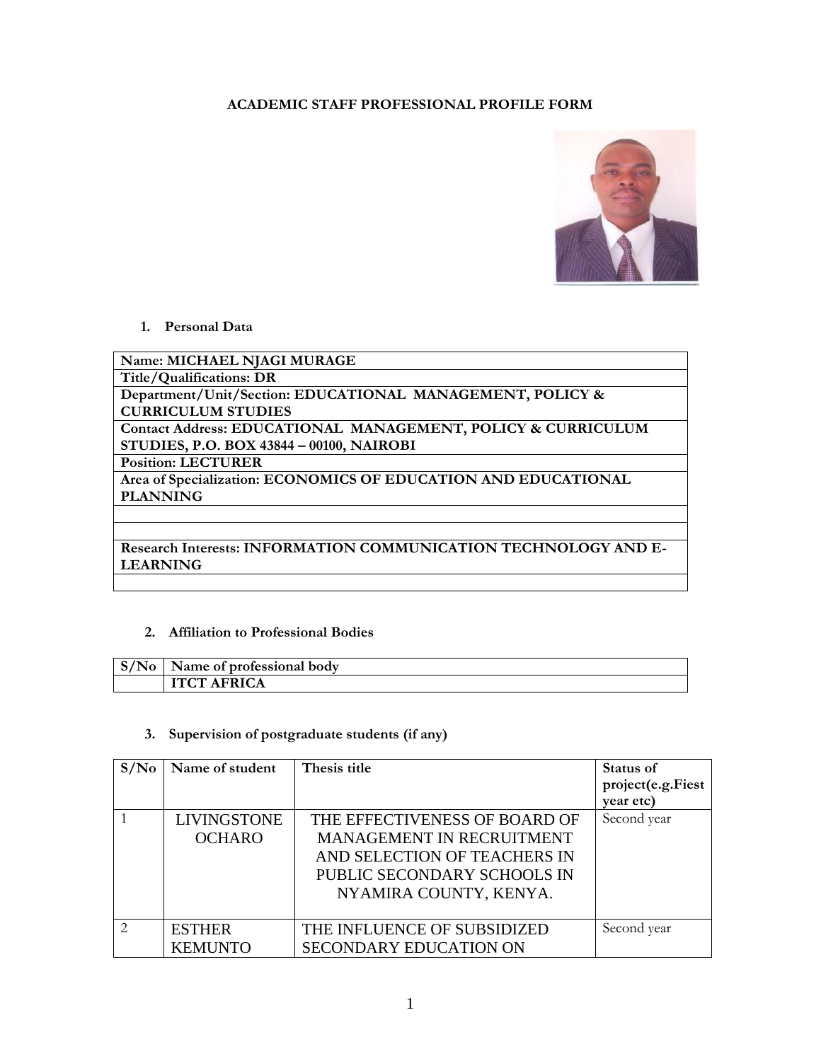**ACADEMIC STAFF PROFESSIONAL PROFILE FORM**

1. **Personal Data**

| Name: MICHAEL NJAGI MURAGE |
|---|
| Title/Qualifications: DR |
| Department/Unit/Section: EDUCATIONAL MANAGEMENT, POLICY & CURRICULUM STUDIES |
| Contact Address: EDUCATIONAL MANAGEMENT, POLICY & CURRICULUM STUDIES, P.O. BOX 43844 – 00100, NAIROBI |
| Position: LECTURER |
| Area of Specialization: ECONOMICS OF EDUCATION AND EDUCATIONAL PLANNING |
| |
| |
| Research Interests: INFORMATION COMMUNICATION TECHNOLOGY AND E-LEARNING |
| |

2. **Affiliation to Professional Bodies**

| S/No | Name of professional body |
|---|---|
| | ITCT AFRICA |

3. **Supervision of postgraduate students (if any)**

| S/No | Name of student | Thesis title | Status of project(e.g.Fiest year etc) |
|---|---|---|---|
| 1 | LIVINGSTONE OCHARO | THE EFFECTIVENESS OF BOARD OF MANAGEMENT IN RECRUITMENT AND SELECTION OF TEACHERS IN PUBLIC SECONDARY SCHOOLS IN NYAMIRA COUNTY, KENYA. | Second year |
| 2 | ESTHER KEMUNTO | THE INFLUENCE OF SUBSIDIZED SECONDARY EDUCATION ON | Second year |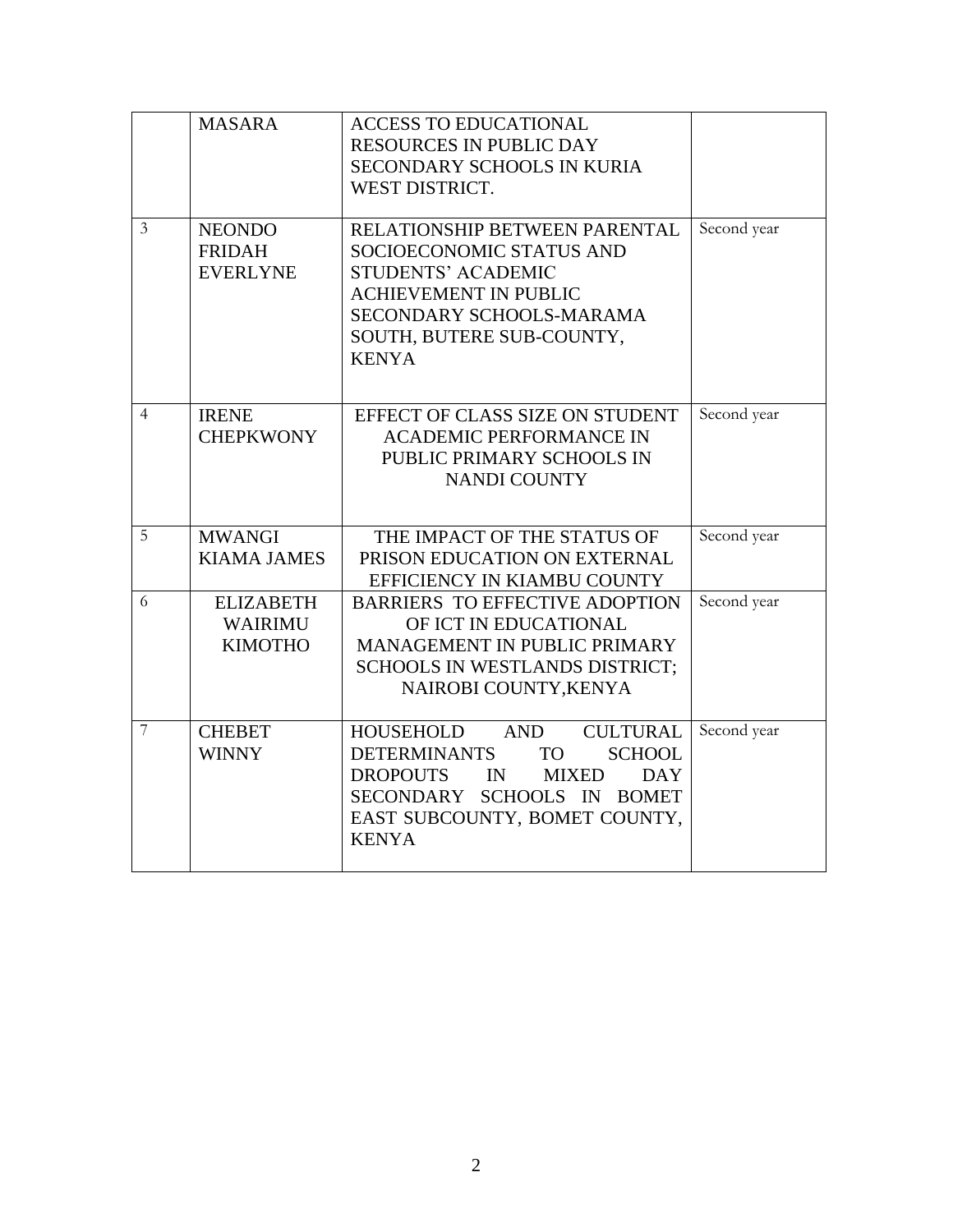| | | | |
|---|---|---|---|
| | MASARA | ACCESS TO EDUCATIONAL RESOURCES IN PUBLIC DAY SECONDARY SCHOOLS IN KURIA WEST DISTRICT. | |
| 3 | NEONDO FRIDAH EVERLYNE | RELATIONSHIP BETWEEN PARENTAL SOCIOECONOMIC STATUS AND STUDENTS' ACADEMIC ACHIEVEMENT IN PUBLIC SECONDARY SCHOOLS-MARAMA SOUTH, BUTERE SUB-COUNTY, KENYA | Second year |
| 4 | IRENE CHEPKWONY | EFFECT OF CLASS SIZE ON STUDENT ACADEMIC PERFORMANCE IN PUBLIC PRIMARY SCHOOLS IN NANDI COUNTY | Second year |
| 5 | MWANGI KIAMA JAMES | THE IMPACT OF THE STATUS OF PRISON EDUCATION ON EXTERNAL EFFICIENCY IN KIAMBU COUNTY | Second year |
| 6 | ELIZABETH WAIRIMU KIMOTHO | BARRIERS TO EFFECTIVE ADOPTION OF ICT IN EDUCATIONAL MANAGEMENT IN PUBLIC PRIMARY SCHOOLS IN WESTLANDS DISTRICT; NAIROBI COUNTY,KENYA | Second year |
| 7 | CHEBET WINNY | HOUSEHOLD AND CULTURAL DETERMINANTS TO SCHOOL DROPOUTS IN MIXED DAY SECONDARY SCHOOLS IN BOMET EAST SUBCOUNTY, BOMET COUNTY, KENYA | Second year |